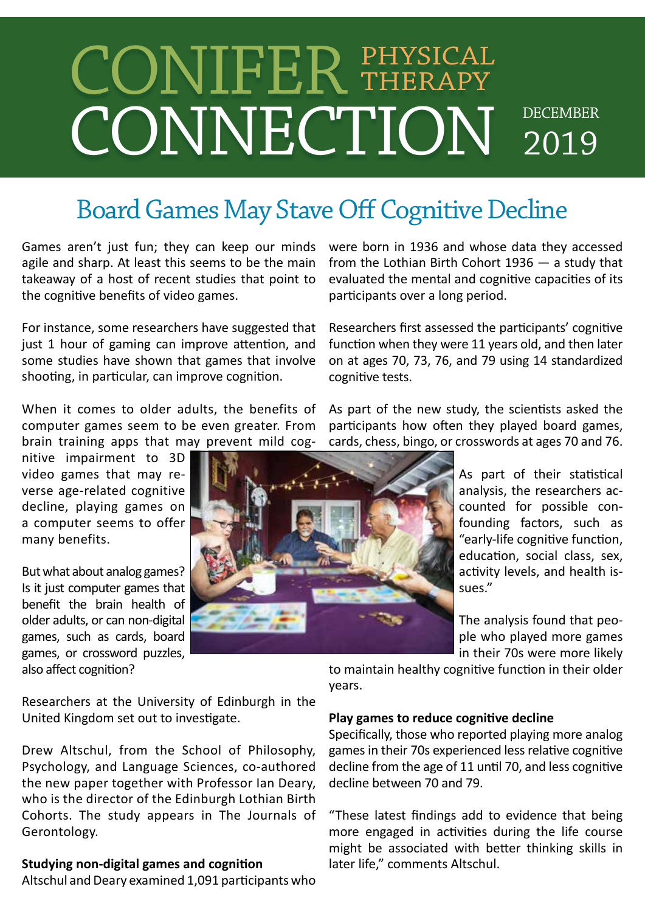# CONIFER PHYSICAL THERAPY CONNECTION

DECEMBER 2019

## Board Games May Stave Off Cognitive Decline

Games aren't just fun; they can keep our minds agile and sharp. At least this seems to be the main takeaway of a host of recent studies that point to the cognitive benefits of video games.

For instance, some researchers have suggested that just 1 hour of gaming can improve attention, and some studies have shown that games that involve shooting, in particular, can improve cognition.

When it comes to older adults, the benefits of computer games seem to be even greater. From brain training apps that may prevent mild cognitive impairment to 3D video games that may reverse age-related cognitive decline, playing games on a computer seems to offer many benefits.

But what about analog games? Is it just computer games that benefit the brain health of older adults, or can non-digital games, such as cards, board games, or crossword puzzles, also affect cognition?

Researchers at the University of Edinburgh in the United Kingdom set out to investigate.

Drew Altschul, from the School of Philosophy, Psychology, and Language Sciences, co-authored the new paper together with Professor Ian Deary, who is the director of the Edinburgh Lothian Birth Cohorts. The study appears in The Journals of Gerontology.

**Studying non-digital games and cognition**

Altschul and Deary examined 1,091 participants who were born in 1936 and whose data they accessed from the Lothian Birth Cohort 1936 — a study that evaluated the mental and cognitive capacities of its participants over a long period.

Researchers first assessed the participants' cognitive function when they were 11 years old, and then later on at ages 70, 73, 76, and 79 using 14 standardized cognitive tests.

As part of the new study, the scientists asked the participants how often they played board games, cards, chess, bingo, or crosswords at ages 70 and 76.

As part of their statistical analysis, the researchers accounted for possible confounding factors, such as "early-life cognitive function, education, social class, sex, activity levels, and health issues."

The analysis found that people who played more games in their 70s were more likely to maintain healthy cognitive function in their older years.

**Play games to reduce cognitive decline**

Specifically, those who reported playing more analog games in their 70s experienced less relative cognitive decline from the age of 11 until 70, and less cognitive decline between 70 and 79.

"These latest findings add to evidence that being more engaged in activities during the life course might be associated with better thinking skills in later life," comments Altschul.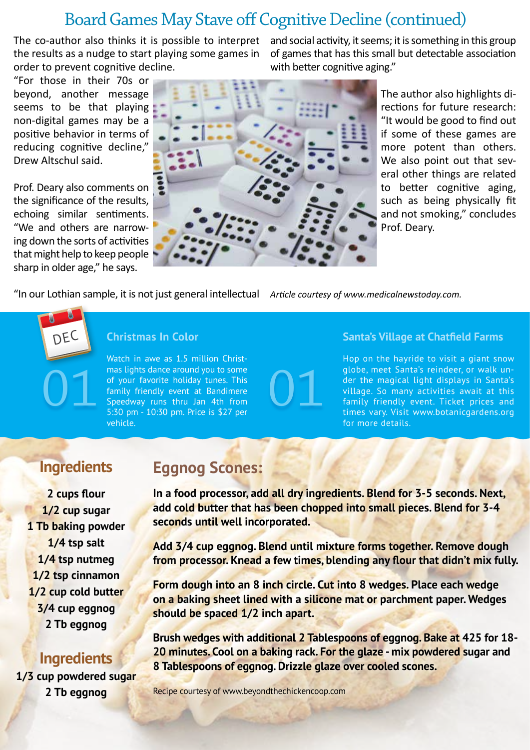# Board Games May Stave off Cognitive Decline (continued)

The co-author also thinks it is possible to interpret the results as a nudge to start playing some games in order to prevent cognitive decline.

"For those in their 70s or beyond, another message seems to be that playing non-digital games may be a positive behavior in terms of reducing cognitive decline," Drew Altschul said.

Prof. Deary also comments on the significance of the results, echoing similar sentiments. "We and others are narrowing down the sorts of activities that might help to keep people sharp in older age," he says.

"In our Lothian sample, it is not just general intellectual and social activity, it seems; it is something in this group of games that has this small but detectable association with better cognitive aging."

The author also highlights directions for future research: "It would be good to find out if some of these games are more potent than others. We also point out that several other things are related to better cognitive aging, such as being physically fit and not smoking," concludes Prof. Deary.

*Article courtesy of www.medicalnewstoday.com.*

DEC

01

### Christmas In Color

Watch in awe as 1.5 million Christmas lights dance around you to some of your favorite holiday tunes. This family friendly event at Bandimere Speedway runs thru Jan 4th from 5:30 pm - 10:30 pm. Price is $27 per vehicle.

01

### Santa's Village at Chatfield Farms

Hop on the hayride to visit a giant snow globe, meet Santa's reindeer, or walk under the magical light displays in Santa's village. So many activities await at this family friendly event. Ticket prices and times vary. Visit www.botanicgardens.org for more details.

## Eggnog Scones:

### Ingredients

**2 cups flour**
**1/2 cup sugar**
**1 Tb baking powder**
**1/4 tsp salt**
**1/4 tsp nutmeg**
**1/2 tsp cinnamon**
**1/2 cup cold butter**
**3/4 cup eggnog**
**2 Tb eggnog**

### Ingredients

**1/3 cup powdered sugar**
**2 Tb eggnog**

**In a food processor, add all dry ingredients. Blend for 3-5 seconds. Next, add cold butter that has been chopped into small pieces. Blend for 3-4 seconds until well incorporated.**

**Add 3/4 cup eggnog. Blend until mixture forms together. Remove dough from processor. Knead a few times, blending any flour that didn't mix fully.**

**Form dough into an 8 inch circle. Cut into 8 wedges. Place each wedge on a baking sheet lined with a silicone mat or parchment paper. Wedges should be spaced 1/2 inch apart.**

**Brush wedges with additional 2 Tablespoons of eggnog. Bake at 425 for 18-20 minutes. Cool on a baking rack. For the glaze - mix powdered sugar and 8 Tablespoons of eggnog. Drizzle glaze over cooled scones.**

Recipe courtesy of www.beyondthechickencoop.com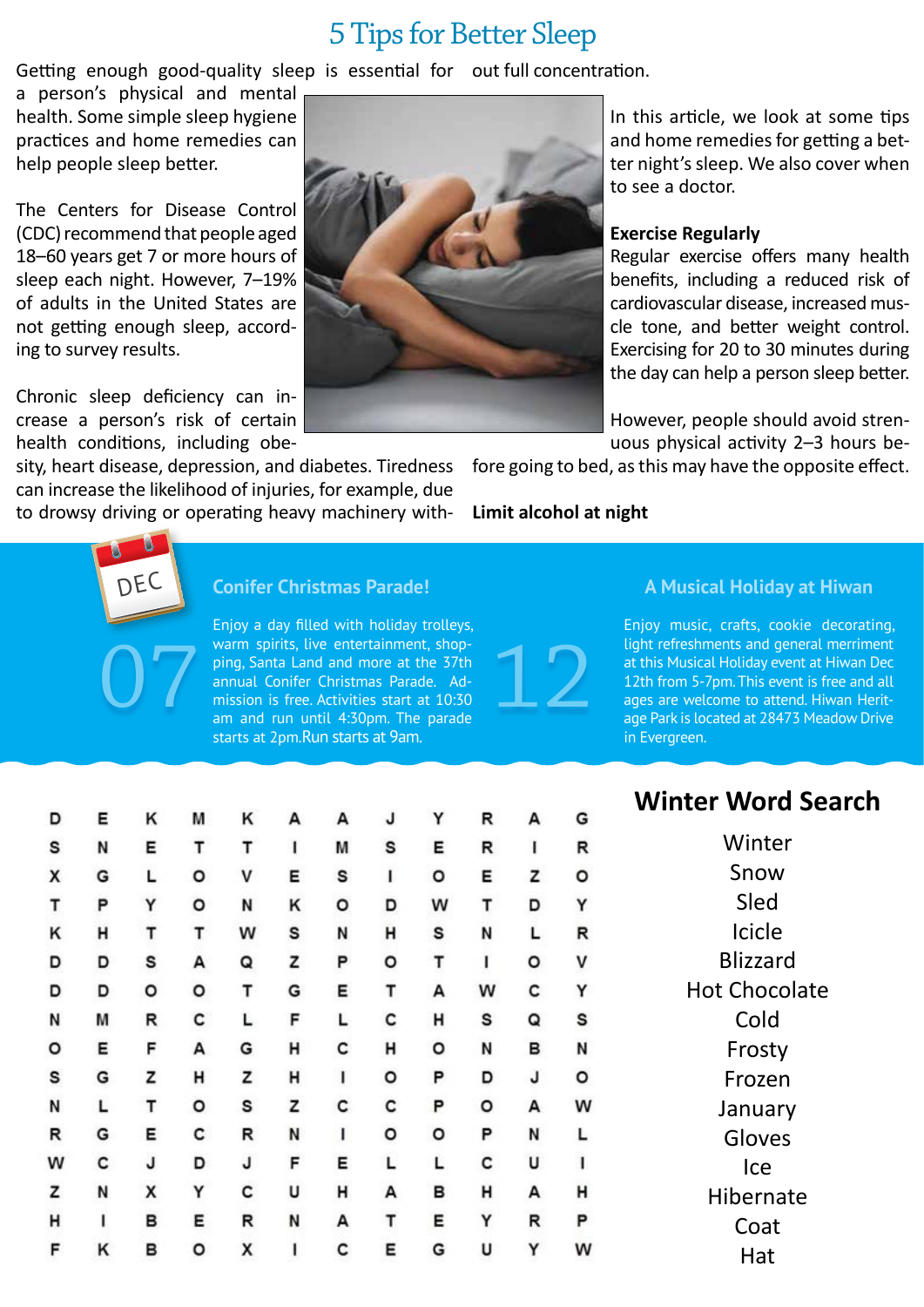# 5 Tips for Better Sleep

Getting enough good-quality sleep is essential for a person's physical and mental health. Some simple sleep hygiene practices and home remedies can help people sleep better.

The Centers for Disease Control (CDC) recommend that people aged 18–60 years get 7 or more hours of sleep each night. However, 7–19% of adults in the United States are not getting enough sleep, according to survey results.

Chronic sleep deficiency can increase a person's risk of certain health conditions, including obesity, heart disease, depression, and diabetes. Tiredness can increase the likelihood of injuries, for example, due to drowsy driving or operating heavy machinery without full concentration.

In this article, we look at some tips and home remedies for getting a better night's sleep. We also cover when to see a doctor.

**Exercise Regularly**

Regular exercise offers many health benefits, including a reduced risk of cardiovascular disease, increased muscle tone, and better weight control. Exercising for 20 to 30 minutes during the day can help a person sleep better.

However, people should avoid strenuous physical activity 2–3 hours before going to bed, as this may have the opposite effect.

**Limit alcohol at night**

DEC

## 07 Conifer Christmas Parade!

Enjoy a day filled with holiday trolleys, warm spirits, live entertainment, shopping, Santa Land and more at the 37th annual Conifer Christmas Parade. Admission is free. Activities start at 10:30 am and run until 4:30pm. The parade starts at 2pm.Run starts at 9am.

## 12 A Musical Holiday at Hiwan

Enjoy music, crafts, cookie decorating, light refreshments and general merriment at this Musical Holiday event at Hiwan Dec 12th from 5-7pm. This event is free and all ages are welcome to attend. Hiwan Heritage Park is located at 28473 Meadow Drive in Evergreen.

## Winter Word Search

| | | | | | | | | | | | |
|---|---|---|---|---|---|---|---|---|---|---|---|
| D | E | K | M | K | A | A | J | Y | R | A | G |
| S | N | E | T | T | I | M | S | E | R | I | R |
| X | G | L | O | V | E | S | I | O | E | Z | O |
| T | P | Y | O | N | K | O | D | W | T | D | Y |
| K | H | T | T | W | S | N | H | S | N | L | R |
| D | D | S | A | Q | Z | P | O | T | I | O | V |
| D | D | O | O | T | G | E | T | A | W | C | Y |
| N | M | R | C | L | F | L | C | H | S | Q | S |
| O | E | F | A | G | H | C | H | O | N | B | N |
| S | G | Z | H | Z | H | I | O | P | D | J | O |
| N | L | T | O | S | Z | C | C | P | O | A | W |
| R | G | E | C | R | N | I | O | O | P | N | L |
| W | C | J | D | J | F | E | L | L | C | U | I |
| Z | N | X | Y | C | U | H | A | B | H | A | H |
| H | I | B | E | R | N | A | T | E | Y | R | P |
| F | K | B | O | X | I | C | E | G | U | Y | W |

Winter
Snow
Sled
Icicle
Blizzard
Hot Chocolate
Cold
Frosty
Frozen
January
Gloves
Ice
Hibernate
Coat
Hat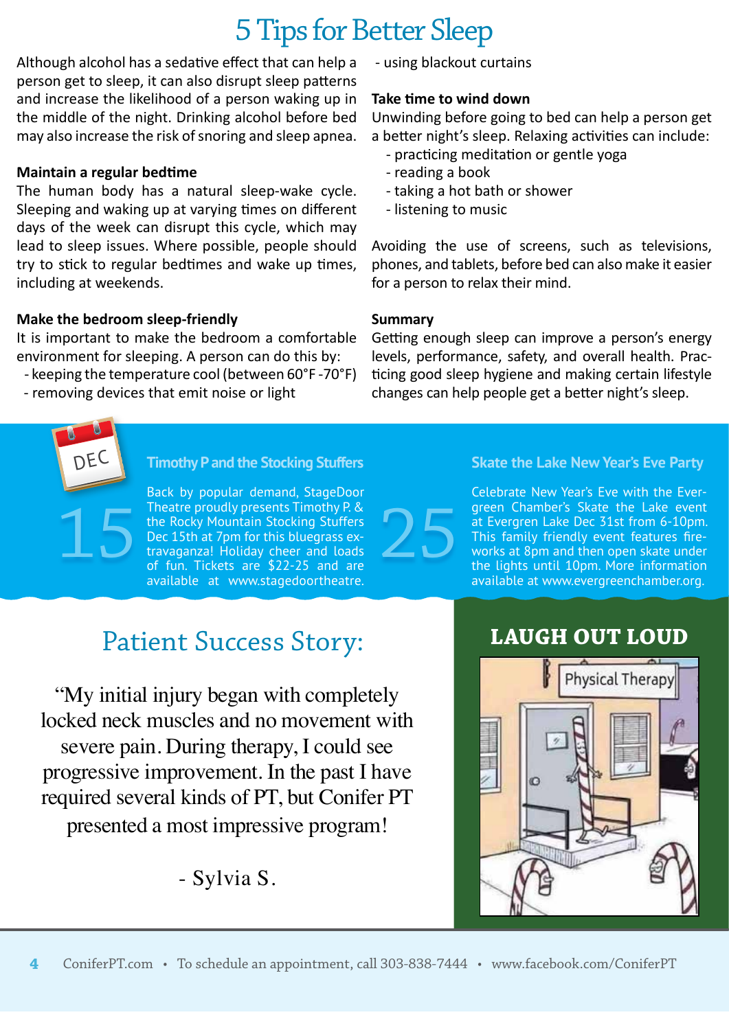# 5 Tips for Better Sleep

Although alcohol has a sedative effect that can help a person get to sleep, it can also disrupt sleep patterns and increase the likelihood of a person waking up in the middle of the night. Drinking alcohol before bed may also increase the risk of snoring and sleep apnea.

**Maintain a regular bedtime**

The human body has a natural sleep-wake cycle. Sleeping and waking up at varying times on different days of the week can disrupt this cycle, which may lead to sleep issues. Where possible, people should try to stick to regular bedtimes and wake up times, including at weekends.

**Make the bedroom sleep-friendly**

It is important to make the bedroom a comfortable environment for sleeping. A person can do this by:

- keeping the temperature cool (between 60°F -70°F)
- removing devices that emit noise or light
- using blackout curtains

**Take time to wind down**

Unwinding before going to bed can help a person get a better night's sleep. Relaxing activities can include:

- practicing meditation or gentle yoga
- reading a book
- taking a hot bath or shower
- listening to music

Avoiding the use of screens, such as televisions, phones, and tablets, before bed can also make it easier for a person to relax their mind.

**Summary**

Getting enough sleep can improve a person's energy levels, performance, safety, and overall health. Practicing good sleep hygiene and making certain lifestyle changes can help people get a better night's sleep.

DEC

15

### Timothy P and the Stocking Stuffers

Back by popular demand, StageDoor Theatre proudly presents Timothy P. & the Rocky Mountain Stocking Stuffers Dec 15th at 7pm for this bluegrass extravaganza! Holiday cheer and loads of fun. Tickets are $22-25 and are available at www.stagedoortheatre.

25

### Skate the Lake New Year's Eve Party

Celebrate New Year's Eve with the Evergreen Chamber's Skate the Lake event at Evergren Lake Dec 31st from 6-10pm. This family friendly event features fireworks at 8pm and then open skate under the lights until 10pm. More information available at www.evergreenchamber.org.

## Patient Success Story:

"My initial injury began with completely locked neck muscles and no movement with severe pain. During therapy, I could see progressive improvement. In the past I have required several kinds of PT, but Conifer PT presented a most impressive program!

- Sylvia S.

## LAUGH OUT LOUD

ConiferPT.com • To schedule an appointment, call 303-838-7444 • www.facebook.com/ConiferPT